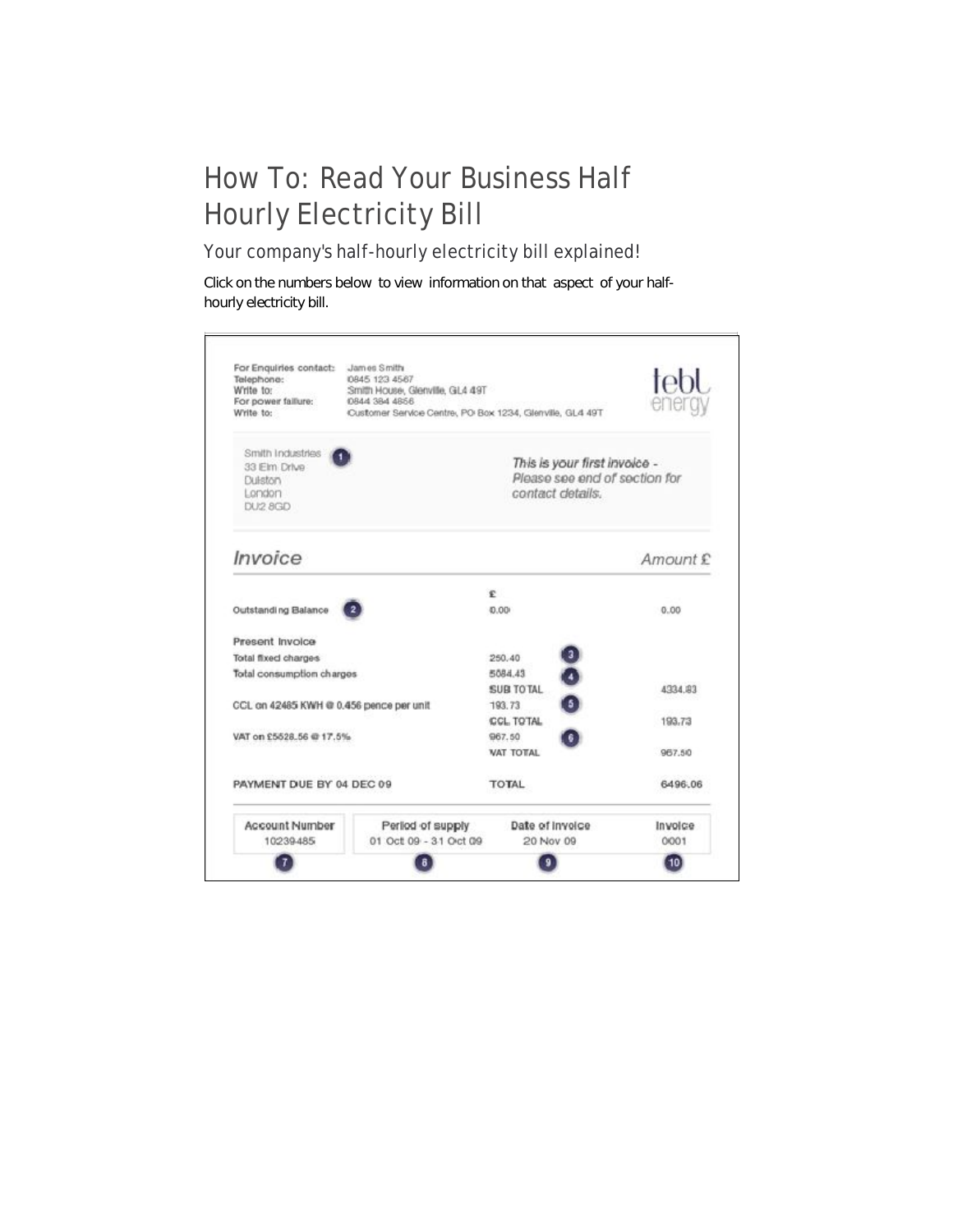# How To: Read Your Business Half Hourly Electricity Bill

## Your company's half-hourly electricity bill explained!

Click on the numbers below to view information on that aspect of your half-hourly electricity bill.

For Enquiries contact: James Smith
Telephone: 0845 123 4567
Write to: Smith House, Glenville, GL4 49T
For power failure: 0844 384 4856
Write to: Customer Service Centre, PO Box 1234, Glenville, GL4 49T

tebl energy

Smith Industries (1)
33 Elm Drive
Dulston
London
DU2 8GD

*This is your first invoice - Please see end of section for contact details.*

*Invoice* — *Amount £*

| | £ | | |
|---|---|---|---|
| Outstanding Balance (2) | 0.00 | | 0.00 |
| Present Invoice | | | |
| Total fixed charges | 250.40 | (3) | |
| Total consumption charges | 5084.43 | (4) | |
| | SUB TOTAL | | 4334.83 |
| CCL on 42485 KWH @ 0.456 pence per unit | 193.73 | (5) | |
| | CCL TOTAL | | 193.73 |
| VAT on £5528.56 @ 17.5% | 967.50 | (6) | |
| | VAT TOTAL | | 967.50 |
| PAYMENT DUE BY 04 DEC 09 | TOTAL | | 6496.06 |

| Account Number | Period of supply | Date of invoice | Invoice |
|---|---|---|---|
| 10239485 | 01 Oct 09 - 31 Oct 09 | 20 Nov 09 | 0001 |
| (7) | (8) | (9) | (10) |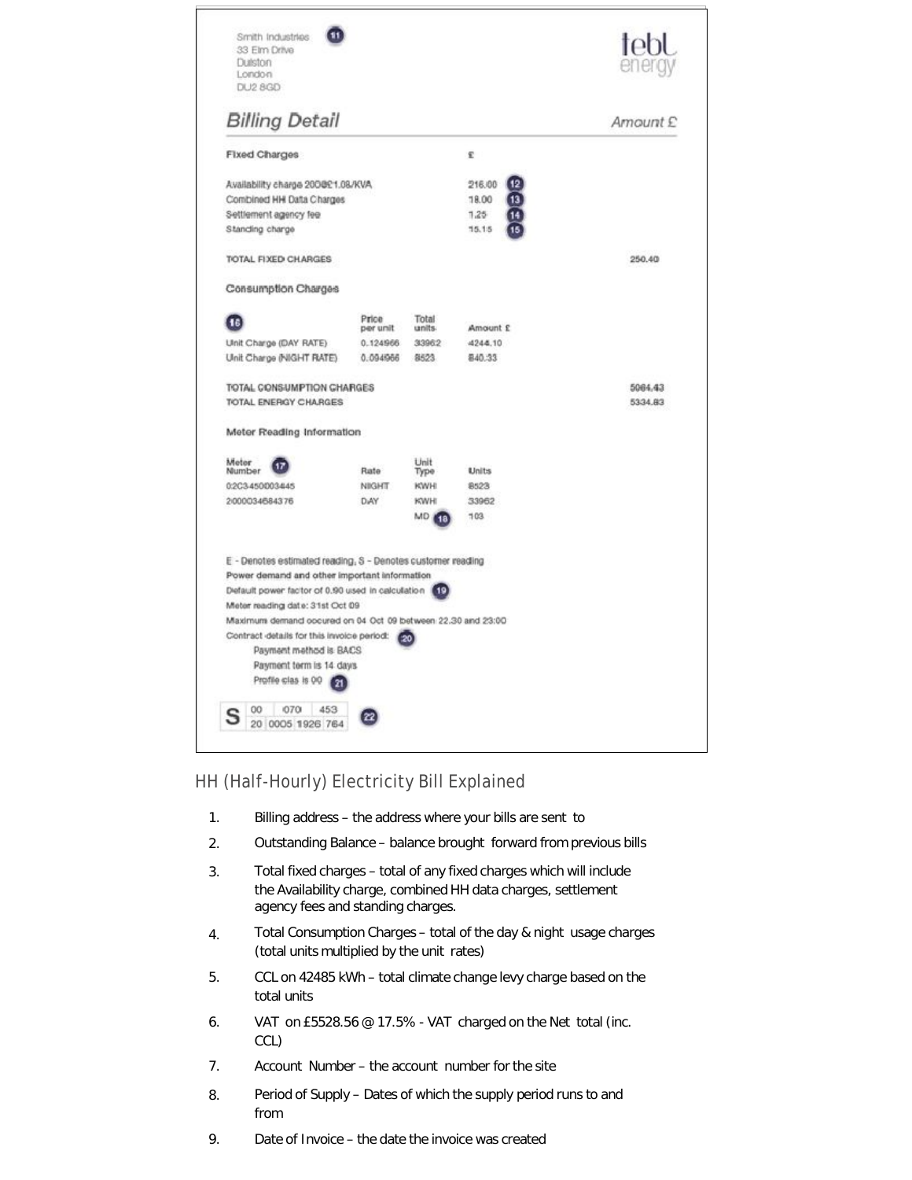Smith Industries (11)
33 Elm Drive
Dulston
London
DU2 8GD

tebl energy

## Billing Detail

Amount £

**Fixed Charges**

| | £ | | |
|---|---|---|---|
| Availability charge 200@£1.08/KVA | 216.00 | (12) | |
| Combined HH Data Charges | 18.00 | (13) | |
| Settlement agency fee | 1.25 | (14) | |
| Standing charge | 15.15 | (15) | |
| TOTAL FIXED CHARGES | | | 250.40 |

**Consumption Charges**

| (16) | Price per unit | Total units | Amount £ | |
|---|---|---|---|---|
| Unit Charge (DAY RATE) | 0.124966 | 33962 | 4244.10 | |
| Unit Charge (NIGHT RATE) | 0.094966 | 8523 | 840.33 | |
| TOTAL CONSUMPTION CHARGES | | | | 5084.43 |
| TOTAL ENERGY CHARGES | | | | 5334.83 |

**Meter Reading Information**

| Meter Number (17) | Rate | Unit Type | Units |
|---|---|---|---|
| 02C3450003445 | NIGHT | KWH | 8523 |
| 2000034684376 | DAY | KWH | 33962 |
| | | MD (18) | 103 |

E - Denotes estimated reading, S - Denotes customer reading

Power demand and other important information

Default power factor of 0.90 used in calculation (19)

Meter reading date: 31st Oct 09

Maximum demand occured on 04 Oct 09 between 22.30 and 23:00

Contract details for this invoice period: (20)

Payment method is BACS

Payment term is 14 days

Profile clas is 00 (21)

| S | 00 | 070 | 453 |
|---|---|---|---|
| | 20 0005 | 1926 | 764 |

(22)

## HH (Half-Hourly) Electricity Bill Explained

1. Billing address – the address where your bills are sent to
2. Outstanding Balance – balance brought forward from previous bills
3. Total fixed charges – total of any fixed charges which will include the Availability charge, combined HH data charges, settlement agency fees and standing charges.
4. Total Consumption Charges – total of the day & night usage charges (total units multiplied by the unit rates)
5. CCL on 42485 kWh – total climate change levy charge based on the total units
6. VAT on £5528.56 @ 17.5% - VAT charged on the Net total (inc. CCL)
7. Account Number – the account number for the site
8. Period of Supply – Dates of which the supply period runs to and from
9. Date of Invoice – the date the invoice was created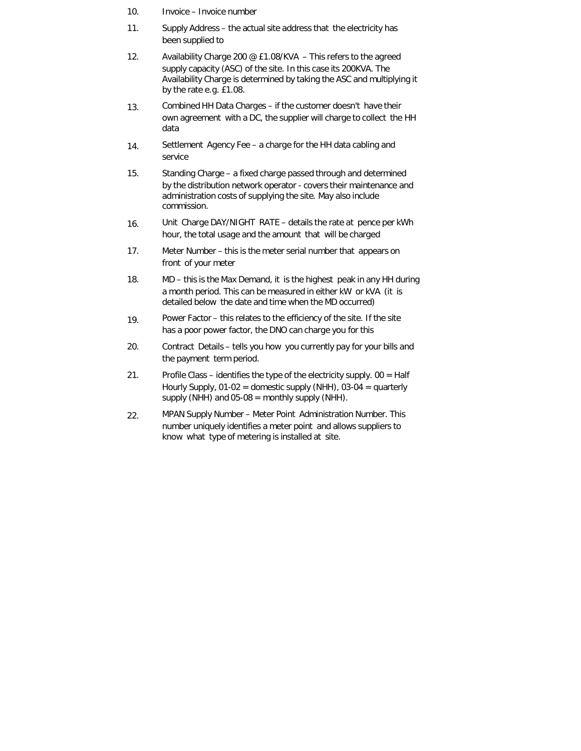10. Invoice – Invoice number

11. Supply Address – the actual site address that the electricity has been supplied to

12. Availability Charge 200 @ £1.08/KVA – This refers to the agreed supply capacity (ASC) of the site. In this case its 200KVA. The Availability Charge is determined by taking the ASC and multiplying it by the rate e.g. £1.08.

13. Combined HH Data Charges – if the customer doesn't have their own agreement with a DC, the supplier will charge to collect the HH data

14. Settlement Agency Fee – a charge for the HH data cabling and service

15. Standing Charge – a fixed charge passed through and determined by the distribution network operator - covers their maintenance and administration costs of supplying the site. May also include commission.

16. Unit Charge DAY/NIGHT RATE – details the rate at pence per kWh hour, the total usage and the amount that will be charged

17. Meter Number – this is the meter serial number that appears on front of your meter

18. MD – this is the Max Demand, it is the highest peak in any HH during a month period. This can be measured in either kW or kVA (it is detailed below the date and time when the MD occurred)

19. Power Factor – this relates to the efficiency of the site. If the site has a poor power factor, the DNO can charge you for this

20. Contract Details – tells you how you currently pay for your bills and the payment term period.

21. Profile Class – identifies the type of the electricity supply. 00 = Half Hourly Supply, 01-02 = domestic supply (NHH), 03-04 = quarterly supply (NHH) and 05-08 = monthly supply (NHH).

22. MPAN Supply Number – Meter Point Administration Number. This number uniquely identifies a meter point and allows suppliers to know what type of metering is installed at site.